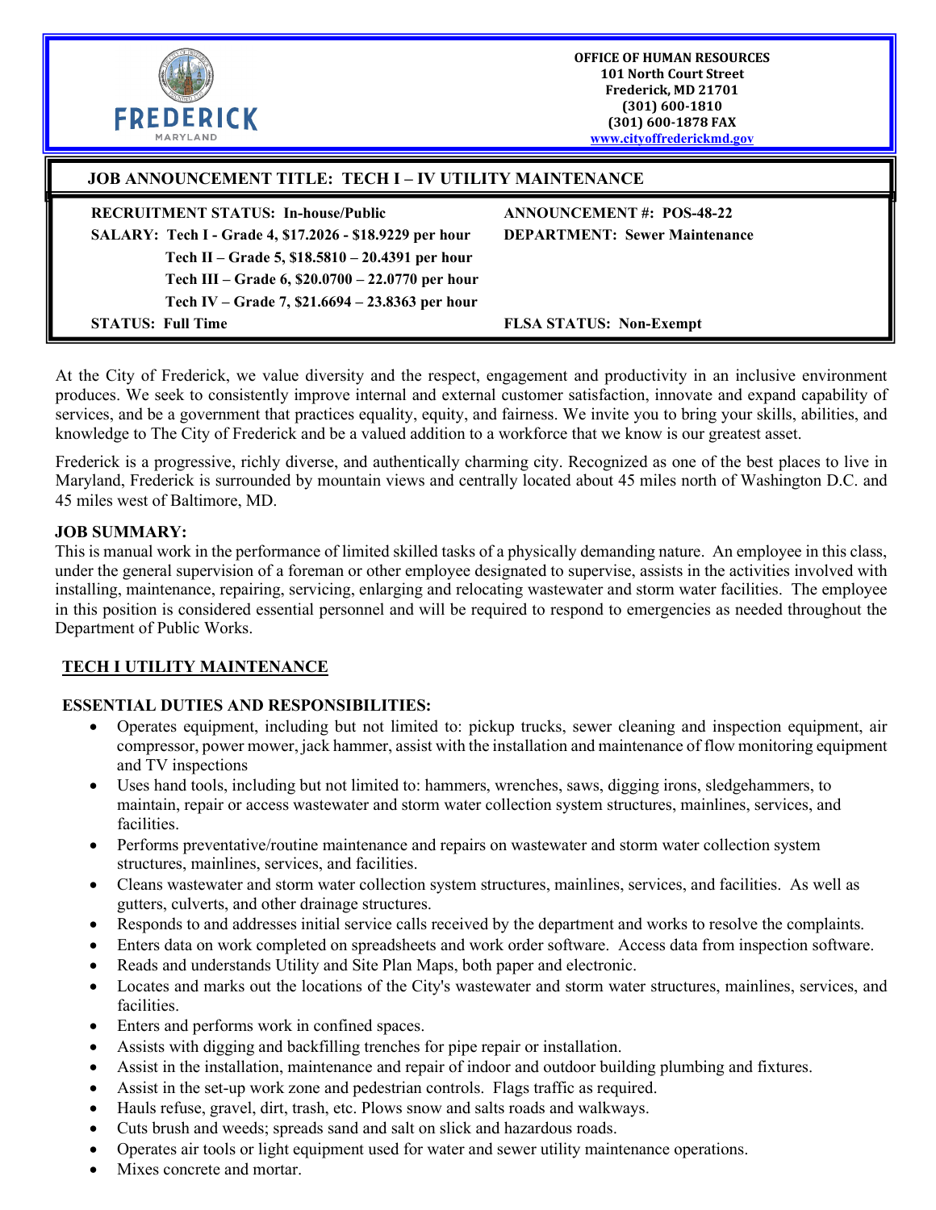**OFFICE OF HUMAN RESOURCES**
**101 North Court Street**
**Frederick, MD 21701**
**(301) 600-1810**
**(301) 600-1878 FAX**
**www.cityoffrederickmd.gov**

## JOB ANNOUNCEMENT TITLE: TECH I – IV UTILITY MAINTENANCE

**RECRUITMENT STATUS: In-house/Public**

**ANNOUNCEMENT #: POS-48-22**

**SALARY:**
- **Tech I - Grade 4, $17.2026 - $18.9229 per hour**
- **Tech II – Grade 5, $18.5810 – 20.4391 per hour**
- **Tech III – Grade 6, $20.0700 – 22.0770 per hour**
- **Tech IV – Grade 7, $21.6694 – 23.8363 per hour**

**DEPARTMENT: Sewer Maintenance**

**STATUS: Full Time**

**FLSA STATUS: Non-Exempt**

At the City of Frederick, we value diversity and the respect, engagement and productivity in an inclusive environment produces. We seek to consistently improve internal and external customer satisfaction, innovate and expand capability of services, and be a government that practices equality, equity, and fairness. We invite you to bring your skills, abilities, and knowledge to The City of Frederick and be a valued addition to a workforce that we know is our greatest asset.

Frederick is a progressive, richly diverse, and authentically charming city. Recognized as one of the best places to live in Maryland, Frederick is surrounded by mountain views and centrally located about 45 miles north of Washington D.C. and 45 miles west of Baltimore, MD.

**JOB SUMMARY:**
This is manual work in the performance of limited skilled tasks of a physically demanding nature. An employee in this class, under the general supervision of a foreman or other employee designated to supervise, assists in the activities involved with installing, maintenance, repairing, servicing, enlarging and relocating wastewater and storm water facilities. The employee in this position is considered essential personnel and will be required to respond to emergencies as needed throughout the Department of Public Works.

### TECH I UTILITY MAINTENANCE

**ESSENTIAL DUTIES AND RESPONSIBILITIES:**

- Operates equipment, including but not limited to: pickup trucks, sewer cleaning and inspection equipment, air compressor, power mower, jack hammer, assist with the installation and maintenance of flow monitoring equipment and TV inspections
- Uses hand tools, including but not limited to: hammers, wrenches, saws, digging irons, sledgehammers, to maintain, repair or access wastewater and storm water collection system structures, mainlines, services, and facilities.
- Performs preventative/routine maintenance and repairs on wastewater and storm water collection system structures, mainlines, services, and facilities.
- Cleans wastewater and storm water collection system structures, mainlines, services, and facilities. As well as gutters, culverts, and other drainage structures.
- Responds to and addresses initial service calls received by the department and works to resolve the complaints.
- Enters data on work completed on spreadsheets and work order software. Access data from inspection software.
- Reads and understands Utility and Site Plan Maps, both paper and electronic.
- Locates and marks out the locations of the City's wastewater and storm water structures, mainlines, services, and facilities.
- Enters and performs work in confined spaces.
- Assists with digging and backfilling trenches for pipe repair or installation.
- Assist in the installation, maintenance and repair of indoor and outdoor building plumbing and fixtures.
- Assist in the set-up work zone and pedestrian controls. Flags traffic as required.
- Hauls refuse, gravel, dirt, trash, etc. Plows snow and salts roads and walkways.
- Cuts brush and weeds; spreads sand and salt on slick and hazardous roads.
- Operates air tools or light equipment used for water and sewer utility maintenance operations.
- Mixes concrete and mortar.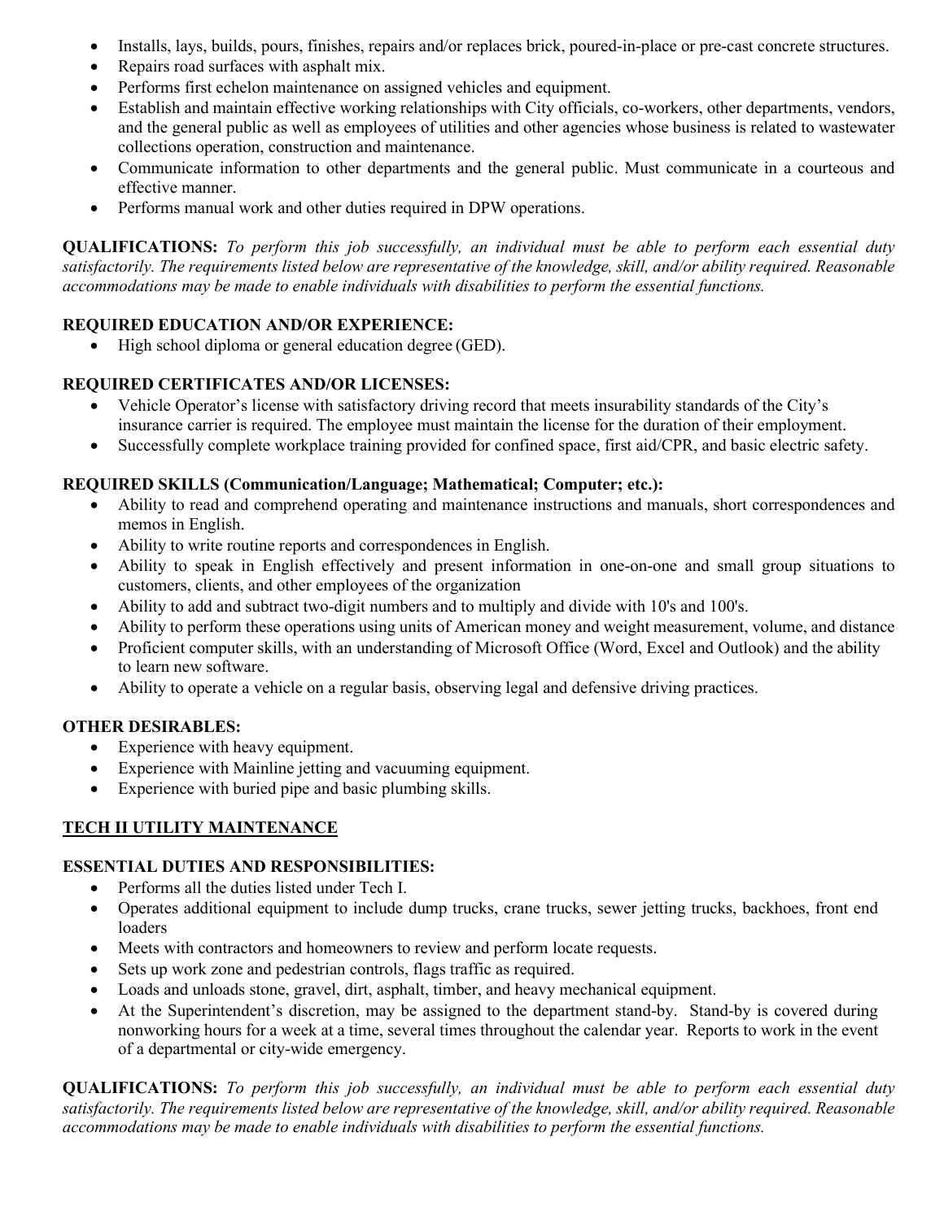- Installs, lays, builds, pours, finishes, repairs and/or replaces brick, poured-in-place or pre-cast concrete structures.
- Repairs road surfaces with asphalt mix.
- Performs first echelon maintenance on assigned vehicles and equipment.
- Establish and maintain effective working relationships with City officials, co-workers, other departments, vendors, and the general public as well as employees of utilities and other agencies whose business is related to wastewater collections operation, construction and maintenance.
- Communicate information to other departments and the general public. Must communicate in a courteous and effective manner.
- Performs manual work and other duties required in DPW operations.

**QUALIFICATIONS:** *To perform this job successfully, an individual must be able to perform each essential duty satisfactorily. The requirements listed below are representative of the knowledge, skill, and/or ability required. Reasonable accommodations may be made to enable individuals with disabilities to perform the essential functions.*

**REQUIRED EDUCATION AND/OR EXPERIENCE:**

- High school diploma or general education degree (GED).

**REQUIRED CERTIFICATES AND/OR LICENSES:**

- Vehicle Operator's license with satisfactory driving record that meets insurability standards of the City's insurance carrier is required. The employee must maintain the license for the duration of their employment.
- Successfully complete workplace training provided for confined space, first aid/CPR, and basic electric safety.

**REQUIRED SKILLS (Communication/Language; Mathematical; Computer; etc.):**

- Ability to read and comprehend operating and maintenance instructions and manuals, short correspondences and memos in English.
- Ability to write routine reports and correspondences in English.
- Ability to speak in English effectively and present information in one-on-one and small group situations to customers, clients, and other employees of the organization
- Ability to add and subtract two-digit numbers and to multiply and divide with 10's and 100's.
- Ability to perform these operations using units of American money and weight measurement, volume, and distance
- Proficient computer skills, with an understanding of Microsoft Office (Word, Excel and Outlook) and the ability to learn new software.
- Ability to operate a vehicle on a regular basis, observing legal and defensive driving practices.

**OTHER DESIRABLES:**

- Experience with heavy equipment.
- Experience with Mainline jetting and vacuuming equipment.
- Experience with buried pipe and basic plumbing skills.

## TECH II UTILITY MAINTENANCE

**ESSENTIAL DUTIES AND RESPONSIBILITIES:**

- Performs all the duties listed under Tech I.
- Operates additional equipment to include dump trucks, crane trucks, sewer jetting trucks, backhoes, front end loaders
- Meets with contractors and homeowners to review and perform locate requests.
- Sets up work zone and pedestrian controls, flags traffic as required.
- Loads and unloads stone, gravel, dirt, asphalt, timber, and heavy mechanical equipment.
- At the Superintendent's discretion, may be assigned to the department stand-by. Stand-by is covered during nonworking hours for a week at a time, several times throughout the calendar year. Reports to work in the event of a departmental or city-wide emergency.

**QUALIFICATIONS:** *To perform this job successfully, an individual must be able to perform each essential duty satisfactorily. The requirements listed below are representative of the knowledge, skill, and/or ability required. Reasonable accommodations may be made to enable individuals with disabilities to perform the essential functions.*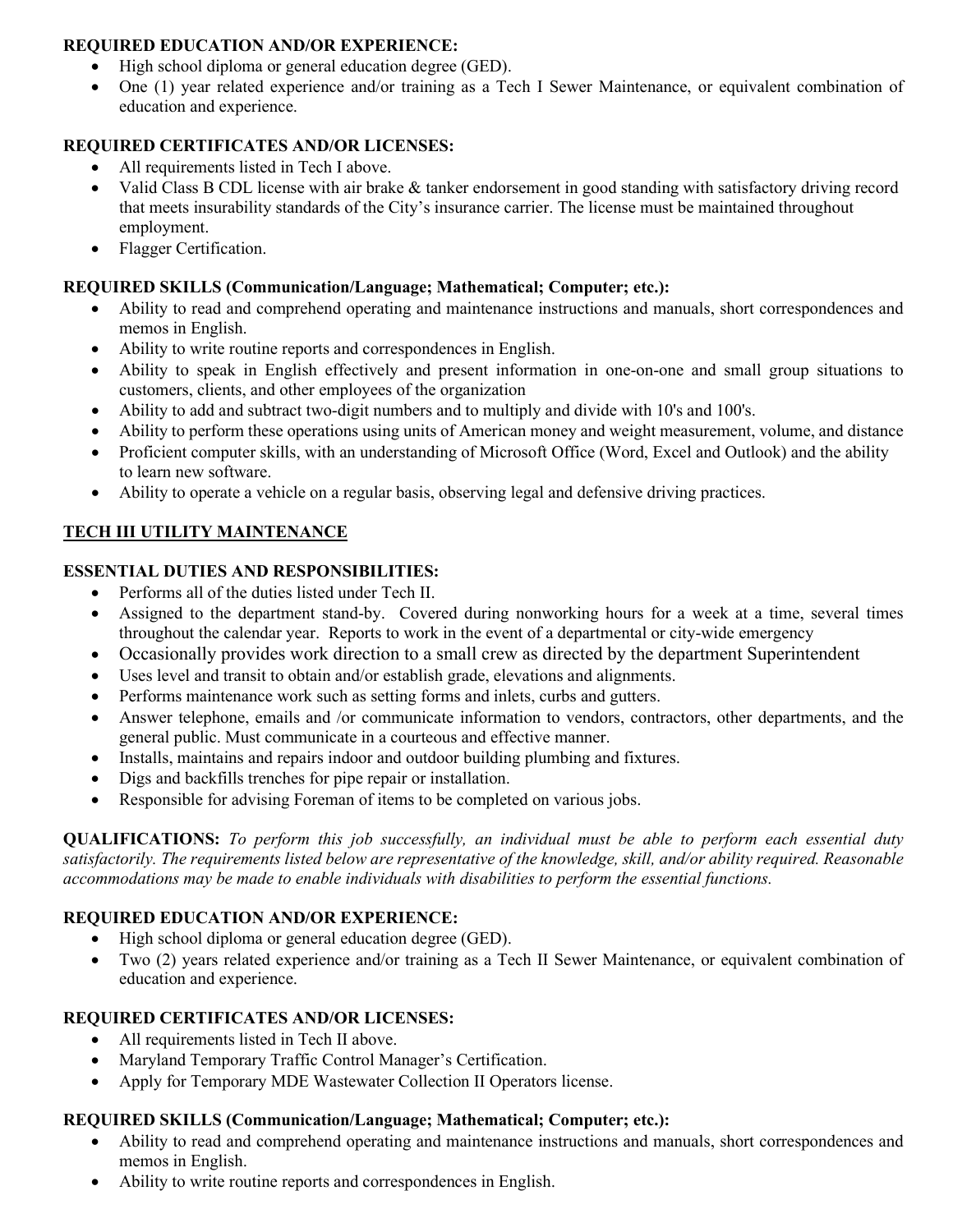**REQUIRED EDUCATION AND/OR EXPERIENCE:**

- High school diploma or general education degree (GED).
- One (1) year related experience and/or training as a Tech I Sewer Maintenance, or equivalent combination of education and experience.

**REQUIRED CERTIFICATES AND/OR LICENSES:**

- All requirements listed in Tech I above.
- Valid Class B CDL license with air brake & tanker endorsement in good standing with satisfactory driving record that meets insurability standards of the City's insurance carrier. The license must be maintained throughout employment.
- Flagger Certification.

**REQUIRED SKILLS (Communication/Language; Mathematical; Computer; etc.):**

- Ability to read and comprehend operating and maintenance instructions and manuals, short correspondences and memos in English.
- Ability to write routine reports and correspondences in English.
- Ability to speak in English effectively and present information in one-on-one and small group situations to customers, clients, and other employees of the organization
- Ability to add and subtract two-digit numbers and to multiply and divide with 10's and 100's.
- Ability to perform these operations using units of American money and weight measurement, volume, and distance
- Proficient computer skills, with an understanding of Microsoft Office (Word, Excel and Outlook) and the ability to learn new software.
- Ability to operate a vehicle on a regular basis, observing legal and defensive driving practices.

## TECH III UTILITY MAINTENANCE

**ESSENTIAL DUTIES AND RESPONSIBILITIES:**

- Performs all of the duties listed under Tech II.
- Assigned to the department stand-by. Covered during nonworking hours for a week at a time, several times throughout the calendar year. Reports to work in the event of a departmental or city-wide emergency
- Occasionally provides work direction to a small crew as directed by the department Superintendent
- Uses level and transit to obtain and/or establish grade, elevations and alignments.
- Performs maintenance work such as setting forms and inlets, curbs and gutters.
- Answer telephone, emails and /or communicate information to vendors, contractors, other departments, and the general public. Must communicate in a courteous and effective manner.
- Installs, maintains and repairs indoor and outdoor building plumbing and fixtures.
- Digs and backfills trenches for pipe repair or installation.
- Responsible for advising Foreman of items to be completed on various jobs.

**QUALIFICATIONS:** *To perform this job successfully, an individual must be able to perform each essential duty satisfactorily. The requirements listed below are representative of the knowledge, skill, and/or ability required. Reasonable accommodations may be made to enable individuals with disabilities to perform the essential functions.*

**REQUIRED EDUCATION AND/OR EXPERIENCE:**

- High school diploma or general education degree (GED).
- Two (2) years related experience and/or training as a Tech II Sewer Maintenance, or equivalent combination of education and experience.

**REQUIRED CERTIFICATES AND/OR LICENSES:**

- All requirements listed in Tech II above.
- Maryland Temporary Traffic Control Manager's Certification.
- Apply for Temporary MDE Wastewater Collection II Operators license.

**REQUIRED SKILLS (Communication/Language; Mathematical; Computer; etc.):**

- Ability to read and comprehend operating and maintenance instructions and manuals, short correspondences and memos in English.
- Ability to write routine reports and correspondences in English.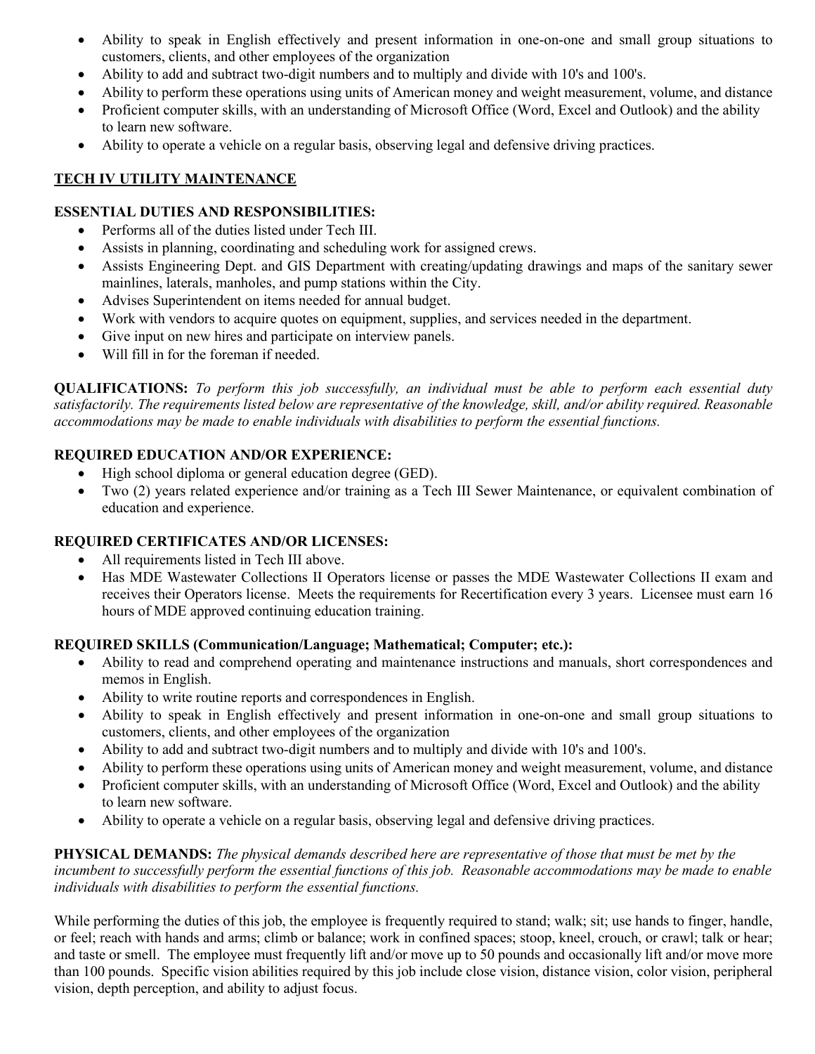- Ability to speak in English effectively and present information in one-on-one and small group situations to customers, clients, and other employees of the organization
- Ability to add and subtract two-digit numbers and to multiply and divide with 10's and 100's.
- Ability to perform these operations using units of American money and weight measurement, volume, and distance
- Proficient computer skills, with an understanding of Microsoft Office (Word, Excel and Outlook) and the ability to learn new software.
- Ability to operate a vehicle on a regular basis, observing legal and defensive driving practices.

## TECH IV UTILITY MAINTENANCE

**ESSENTIAL DUTIES AND RESPONSIBILITIES:**

- Performs all of the duties listed under Tech III.
- Assists in planning, coordinating and scheduling work for assigned crews.
- Assists Engineering Dept. and GIS Department with creating/updating drawings and maps of the sanitary sewer mainlines, laterals, manholes, and pump stations within the City.
- Advises Superintendent on items needed for annual budget.
- Work with vendors to acquire quotes on equipment, supplies, and services needed in the department.
- Give input on new hires and participate on interview panels.
- Will fill in for the foreman if needed.

**QUALIFICATIONS:** *To perform this job successfully, an individual must be able to perform each essential duty satisfactorily. The requirements listed below are representative of the knowledge, skill, and/or ability required. Reasonable accommodations may be made to enable individuals with disabilities to perform the essential functions.*

**REQUIRED EDUCATION AND/OR EXPERIENCE:**

- High school diploma or general education degree (GED).
- Two (2) years related experience and/or training as a Tech III Sewer Maintenance, or equivalent combination of education and experience.

**REQUIRED CERTIFICATES AND/OR LICENSES:**

- All requirements listed in Tech III above.
- Has MDE Wastewater Collections II Operators license or passes the MDE Wastewater Collections II exam and receives their Operators license. Meets the requirements for Recertification every 3 years. Licensee must earn 16 hours of MDE approved continuing education training.

**REQUIRED SKILLS (Communication/Language; Mathematical; Computer; etc.):**

- Ability to read and comprehend operating and maintenance instructions and manuals, short correspondences and memos in English.
- Ability to write routine reports and correspondences in English.
- Ability to speak in English effectively and present information in one-on-one and small group situations to customers, clients, and other employees of the organization
- Ability to add and subtract two-digit numbers and to multiply and divide with 10's and 100's.
- Ability to perform these operations using units of American money and weight measurement, volume, and distance
- Proficient computer skills, with an understanding of Microsoft Office (Word, Excel and Outlook) and the ability to learn new software.
- Ability to operate a vehicle on a regular basis, observing legal and defensive driving practices.

**PHYSICAL DEMANDS:** *The physical demands described here are representative of those that must be met by the incumbent to successfully perform the essential functions of this job. Reasonable accommodations may be made to enable individuals with disabilities to perform the essential functions.*

While performing the duties of this job, the employee is frequently required to stand; walk; sit; use hands to finger, handle, or feel; reach with hands and arms; climb or balance; work in confined spaces; stoop, kneel, crouch, or crawl; talk or hear; and taste or smell. The employee must frequently lift and/or move up to 50 pounds and occasionally lift and/or move more than 100 pounds. Specific vision abilities required by this job include close vision, distance vision, color vision, peripheral vision, depth perception, and ability to adjust focus.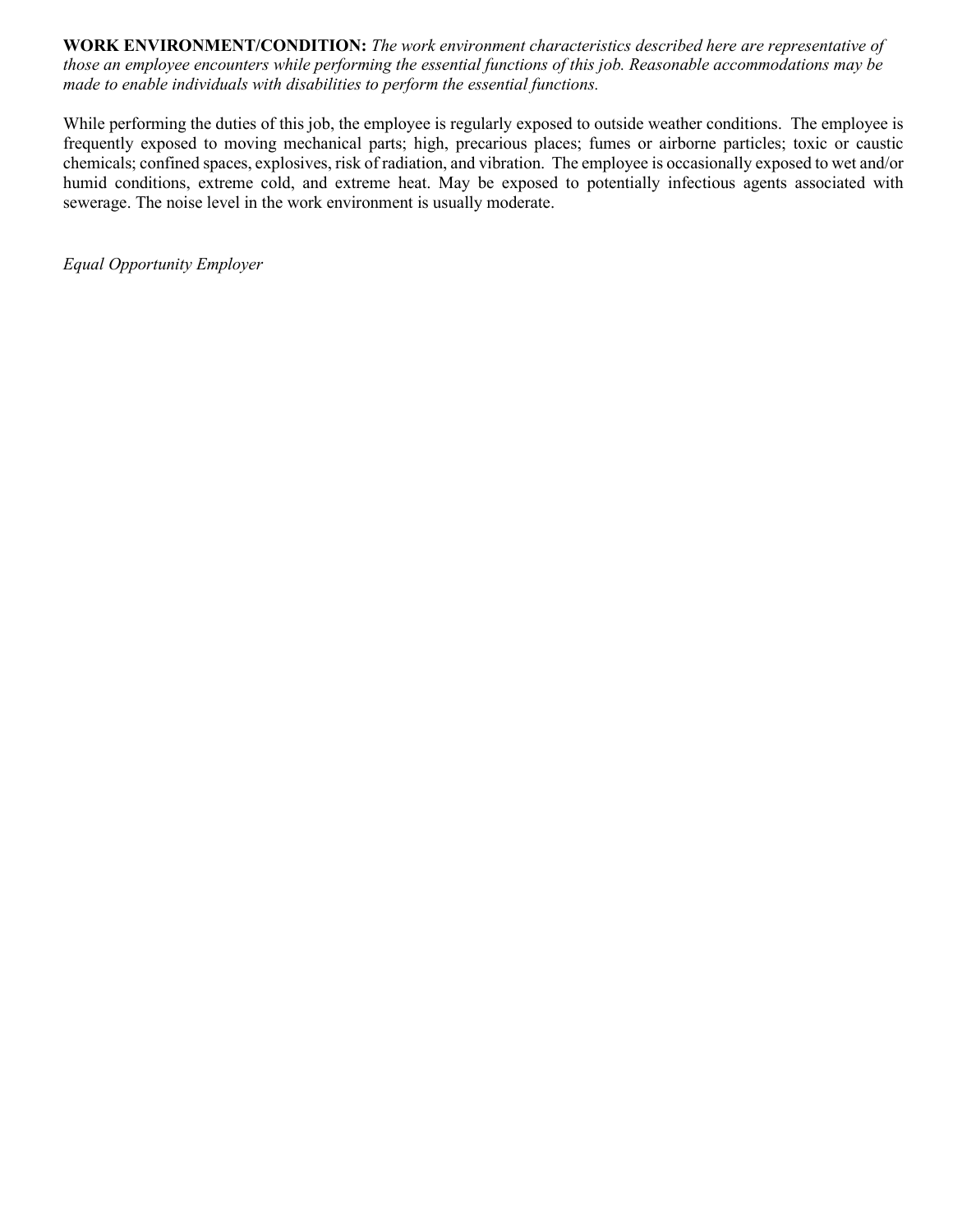**WORK ENVIRONMENT/CONDITION:** *The work environment characteristics described here are representative of those an employee encounters while performing the essential functions of this job. Reasonable accommodations may be made to enable individuals with disabilities to perform the essential functions.*

While performing the duties of this job, the employee is regularly exposed to outside weather conditions. The employee is frequently exposed to moving mechanical parts; high, precarious places; fumes or airborne particles; toxic or caustic chemicals; confined spaces, explosives, risk of radiation, and vibration. The employee is occasionally exposed to wet and/or humid conditions, extreme cold, and extreme heat. May be exposed to potentially infectious agents associated with sewerage. The noise level in the work environment is usually moderate.

*Equal Opportunity Employer*